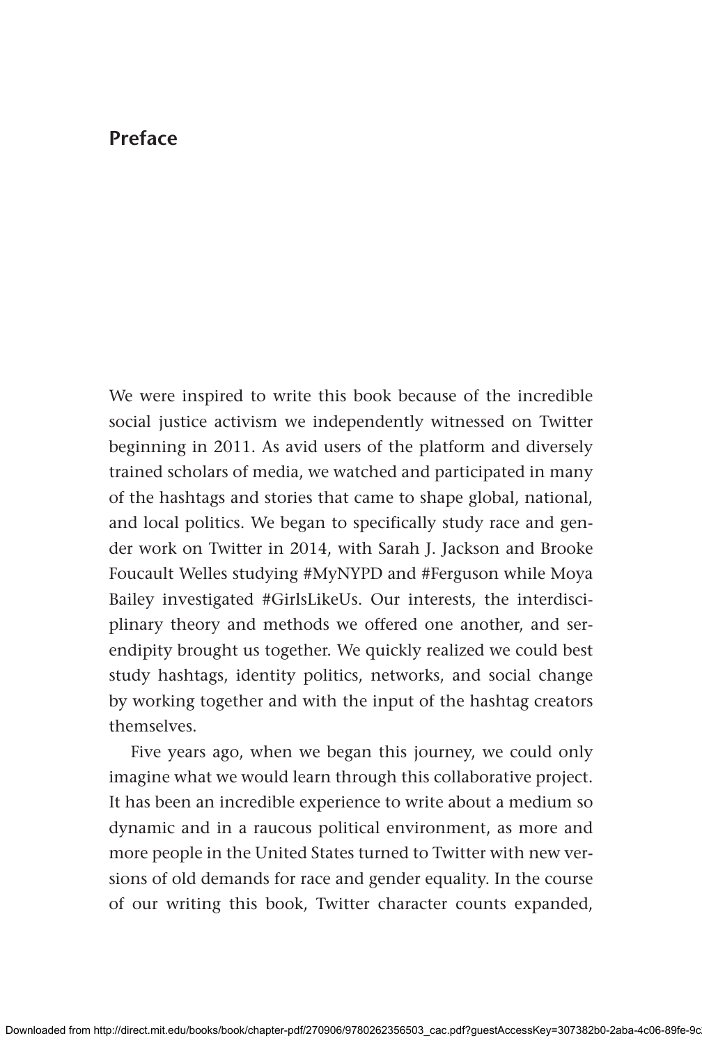# Preface

We were inspired to write this book because of the incredible social justice activism we independently witnessed on Twitter beginning in 2011. As avid users of the platform and diversely trained scholars of media, we watched and participated in many of the hashtags and stories that came to shape global, national, and local politics. We began to specifically study race and gender work on Twitter in 2014, with Sarah J. Jackson and Brooke Foucault Welles studying #MyNYPD and #Ferguson while Moya Bailey investigated #GirlsLikeUs. Our interests, the interdisciplinary theory and methods we offered one another, and serendipity brought us together. We quickly realized we could best study hashtags, identity politics, networks, and social change by working together and with the input of the hashtag creators themselves.

Five years ago, when we began this journey, we could only imagine what we would learn through this collaborative project. It has been an incredible experience to write about a medium so dynamic and in a raucous political environment, as more and more people in the United States turned to Twitter with new versions of old demands for race and gender equality. In the course of our writing this book, Twitter character counts expanded,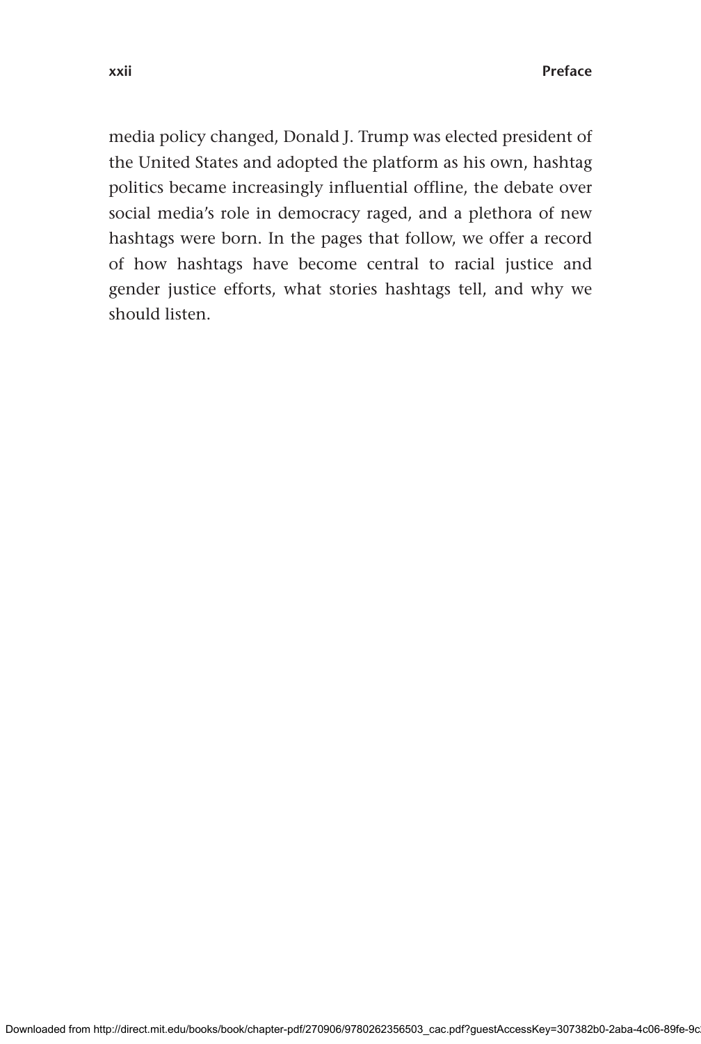media policy changed, Donald J. Trump was elected president of the United States and adopted the platform as his own, hashtag politics became increasingly influential offline, the debate over social media's role in democracy raged, and a plethora of new hashtags were born. In the pages that follow, we offer a record of how hashtags have become central to racial justice and gender justice efforts, what stories hashtags tell, and why we should listen.